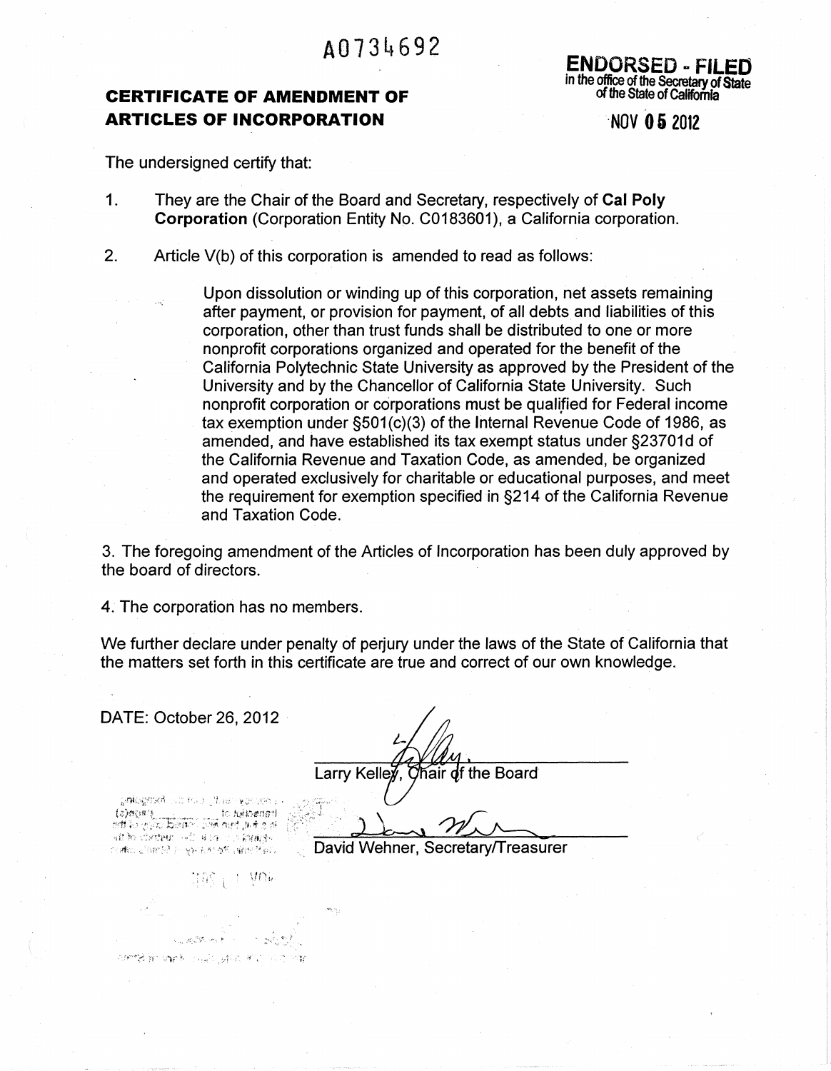A0734692

**ENDORSED - FILED**
in the office of the Secretary of State
of the State of California

NOV 05 2012

## CERTIFICATE OF AMENDMENT OF ARTICLES OF INCORPORATION

The undersigned certify that:

1. They are the Chair of the Board and Secretary, respectively of **Cal Poly Corporation** (Corporation Entity No. C0183601), a California corporation.

2. Article V(b) of this corporation is amended to read as follows:

   Upon dissolution or winding up of this corporation, net assets remaining after payment, or provision for payment, of all debts and liabilities of this corporation, other than trust funds shall be distributed to one or more nonprofit corporations organized and operated for the benefit of the California Polytechnic State University as approved by the President of the University and by the Chancellor of California State University. Such nonprofit corporation or corporations must be qualified for Federal income tax exemption under §501(c)(3) of the Internal Revenue Code of 1986, as amended, and have established its tax exempt status under §23701d of the California Revenue and Taxation Code, as amended, be organized and operated exclusively for charitable or educational purposes, and meet the requirement for exemption specified in §214 of the California Revenue and Taxation Code.

3. The foregoing amendment of the Articles of Incorporation has been duly approved by the board of directors.

4. The corporation has no members.

We further declare under penalty of perjury under the laws of the State of California that the matters set forth in this certificate are true and correct of our own knowledge.

DATE: October 26, 2012

Larry Kelley, Chair of the Board

David Wehner, Secretary/Treasurer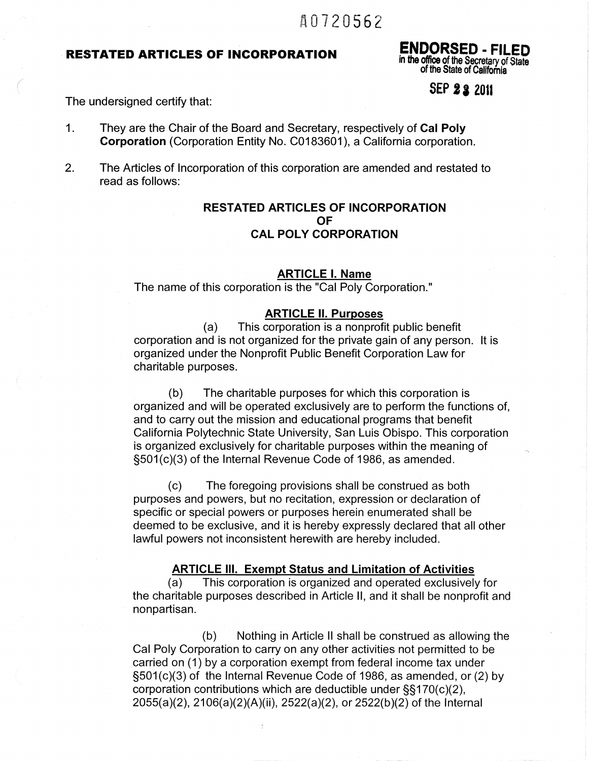A0720562

**RESTATED ARTICLES OF INCORPORATION**

**ENDORSED - FILED**
in the office of the Secretary of State of the State of California

**SEP 23 2011**

The undersigned certify that:

1. They are the Chair of the Board and Secretary, respectively of **Cal Poly Corporation** (Corporation Entity No. C0183601), a California corporation.

2. The Articles of Incorporation of this corporation are amended and restated to read as follows:

**RESTATED ARTICLES OF INCORPORATION OF CAL POLY CORPORATION**

**ARTICLE I. Name**

The name of this corporation is the "Cal Poly Corporation."

**ARTICLE II. Purposes**

(a) This corporation is a nonprofit public benefit corporation and is not organized for the private gain of any person. It is organized under the Nonprofit Public Benefit Corporation Law for charitable purposes.

(b) The charitable purposes for which this corporation is organized and will be operated exclusively are to perform the functions of, and to carry out the mission and educational programs that benefit California Polytechnic State University, San Luis Obispo. This corporation is organized exclusively for charitable purposes within the meaning of §501(c)(3) of the Internal Revenue Code of 1986, as amended.

(c) The foregoing provisions shall be construed as both purposes and powers, but no recitation, expression or declaration of specific or special powers or purposes herein enumerated shall be deemed to be exclusive, and it is hereby expressly declared that all other lawful powers not inconsistent herewith are hereby included.

**ARTICLE III. Exempt Status and Limitation of Activities**

(a) This corporation is organized and operated exclusively for the charitable purposes described in Article II, and it shall be nonprofit and nonpartisan.

(b) Nothing in Article II shall be construed as allowing the Cal Poly Corporation to carry on any other activities not permitted to be carried on (1) by a corporation exempt from federal income tax under §501(c)(3) of the Internal Revenue Code of 1986, as amended, or (2) by corporation contributions which are deductible under §§170(c)(2), 2055(a)(2), 2106(a)(2)(A)(ii), 2522(a)(2), or 2522(b)(2) of the Internal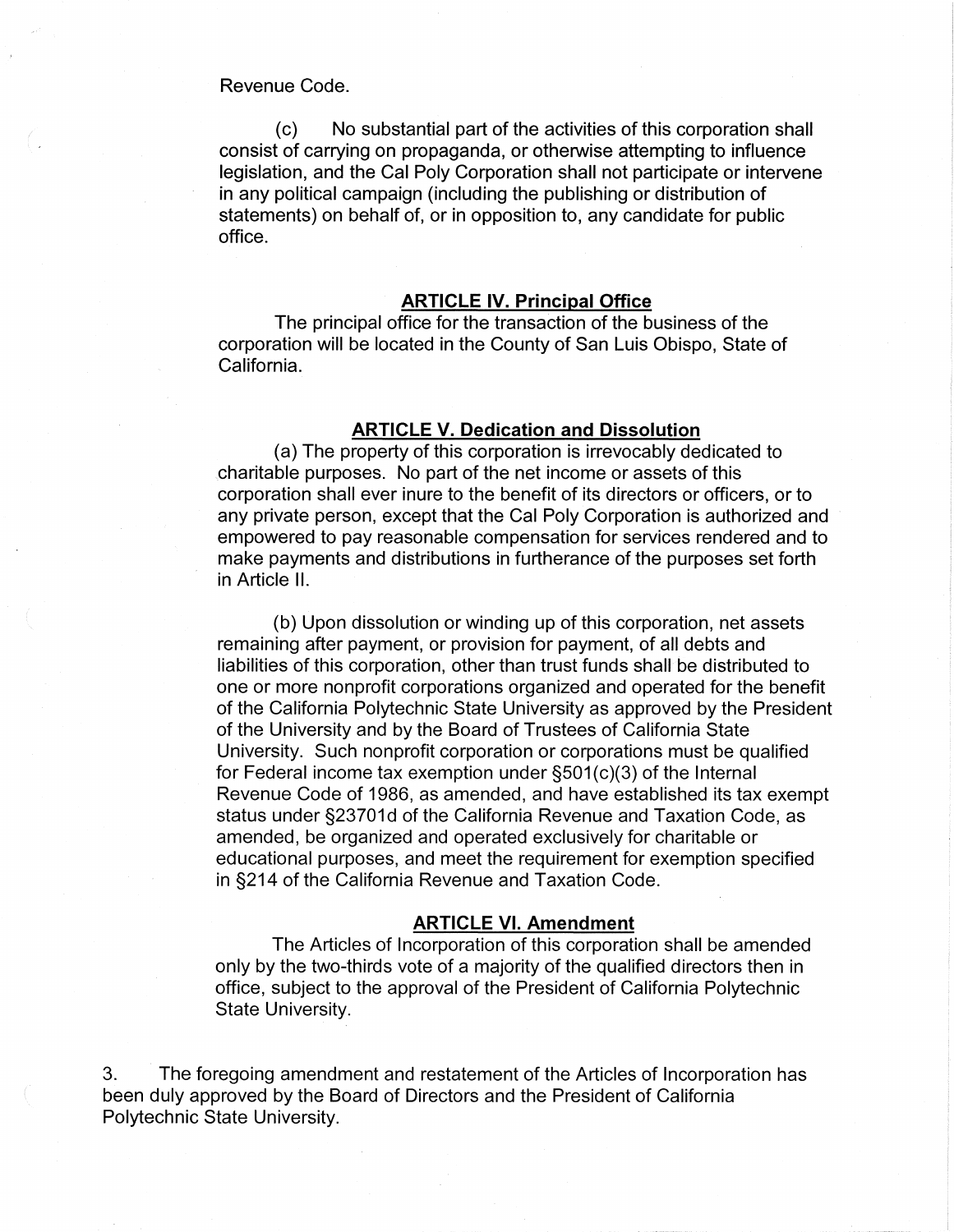Revenue Code.

(c) No substantial part of the activities of this corporation shall consist of carrying on propaganda, or otherwise attempting to influence legislation, and the Cal Poly Corporation shall not participate or intervene in any political campaign (including the publishing or distribution of statements) on behalf of, or in opposition to, any candidate for public office.

## ARTICLE IV. Principal Office

The principal office for the transaction of the business of the corporation will be located in the County of San Luis Obispo, State of California.

## ARTICLE V. Dedication and Dissolution

(a) The property of this corporation is irrevocably dedicated to charitable purposes. No part of the net income or assets of this corporation shall ever inure to the benefit of its directors or officers, or to any private person, except that the Cal Poly Corporation is authorized and empowered to pay reasonable compensation for services rendered and to make payments and distributions in furtherance of the purposes set forth in Article II.

(b) Upon dissolution or winding up of this corporation, net assets remaining after payment, or provision for payment, of all debts and liabilities of this corporation, other than trust funds shall be distributed to one or more nonprofit corporations organized and operated for the benefit of the California Polytechnic State University as approved by the President of the University and by the Board of Trustees of California State University. Such nonprofit corporation or corporations must be qualified for Federal income tax exemption under §501(c)(3) of the Internal Revenue Code of 1986, as amended, and have established its tax exempt status under §23701d of the California Revenue and Taxation Code, as amended, be organized and operated exclusively for charitable or educational purposes, and meet the requirement for exemption specified in §214 of the California Revenue and Taxation Code.

## ARTICLE VI. Amendment

The Articles of Incorporation of this corporation shall be amended only by the two-thirds vote of a majority of the qualified directors then in office, subject to the approval of the President of California Polytechnic State University.

3. The foregoing amendment and restatement of the Articles of Incorporation has been duly approved by the Board of Directors and the President of California Polytechnic State University.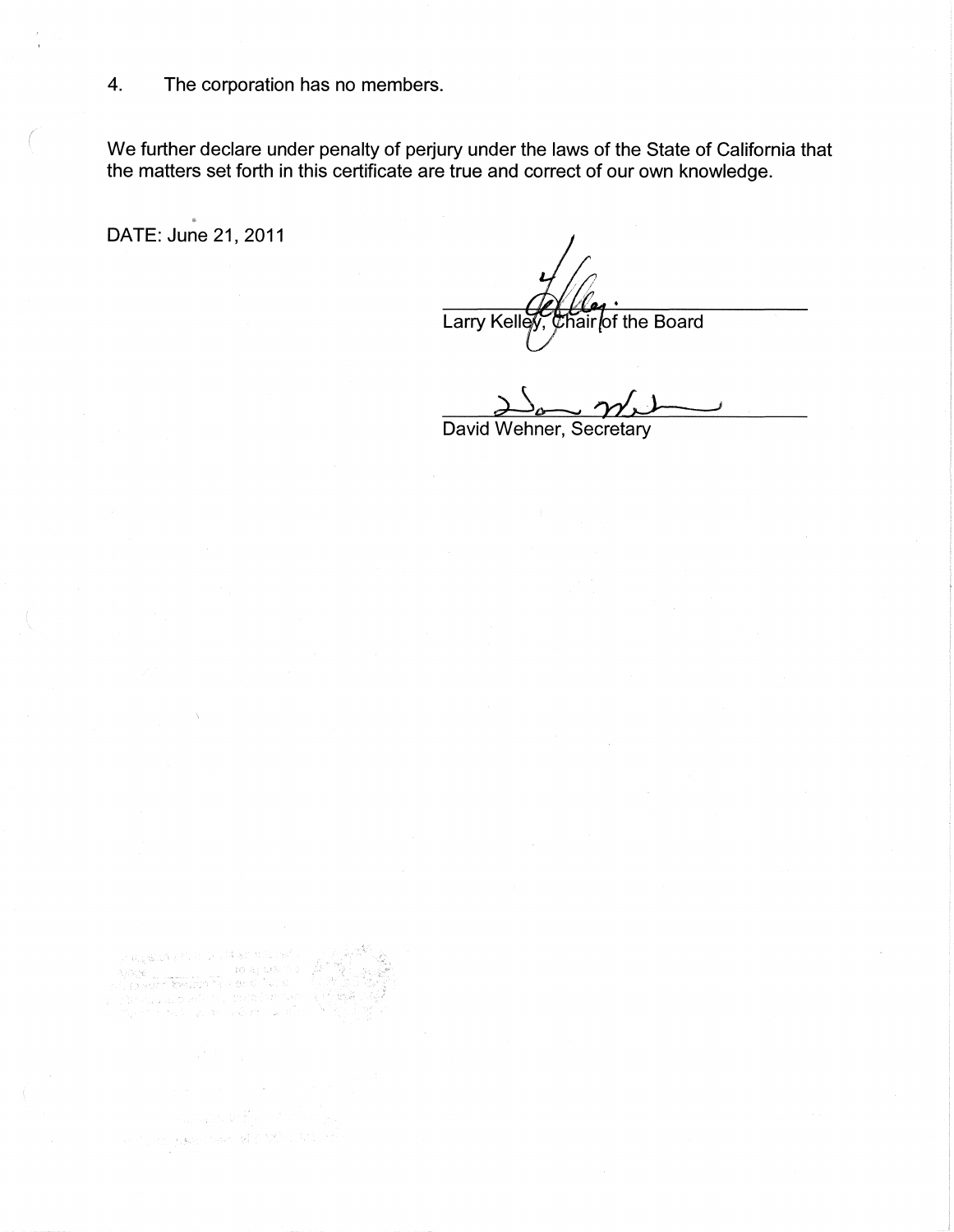4. The corporation has no members.

We further declare under penalty of perjury under the laws of the State of California that the matters set forth in this certificate are true and correct of our own knowledge.

DATE: June 21, 2011

Larry Kelley, Chair of the Board

David Wehner, Secretary